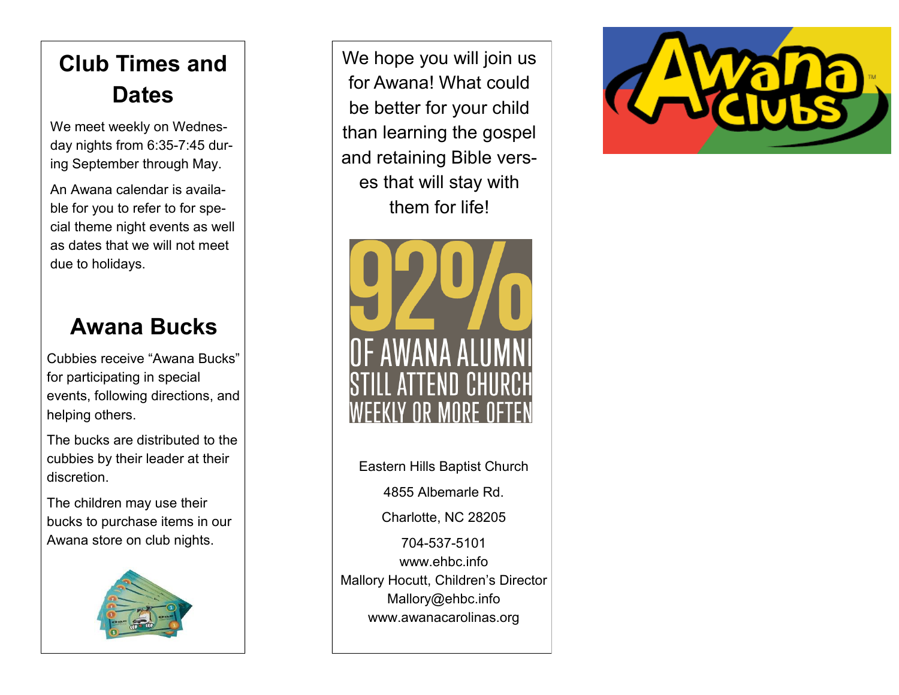## Club Times and Dates

We meet weekly on Wednesday nights from 6:35-7:45 during September through May.

An Awana calendar is available for you to refer to for special theme night events as well as dates that we will not meet due to holidays.

## Awana Bucks

Cubbies receive “Awana Bucks” for participating in special events, following directions, and helping others.

The bucks are distributed to the cubbies by their leader at their discretion.

The children may use their bucks to purchase items in our Awana store on club nights.

We hope you will join us for Awana! What could be better for your child than learning the gospel and retaining Bible verses that will stay with them for life!

**92%**

**OF AWANA ALUMNI STILL ATTEND CHURCH WEEKLY OR MORE OFTEN**

Eastern Hills Baptist Church

4855 Albemarle Rd.

Charlotte, NC 28205

704-537-5101
www.ehbc.info
Mallory Hocutt, Children’s Director
Mallory@ehbc.info
www.awanacarolinas.org

Awana Clubs™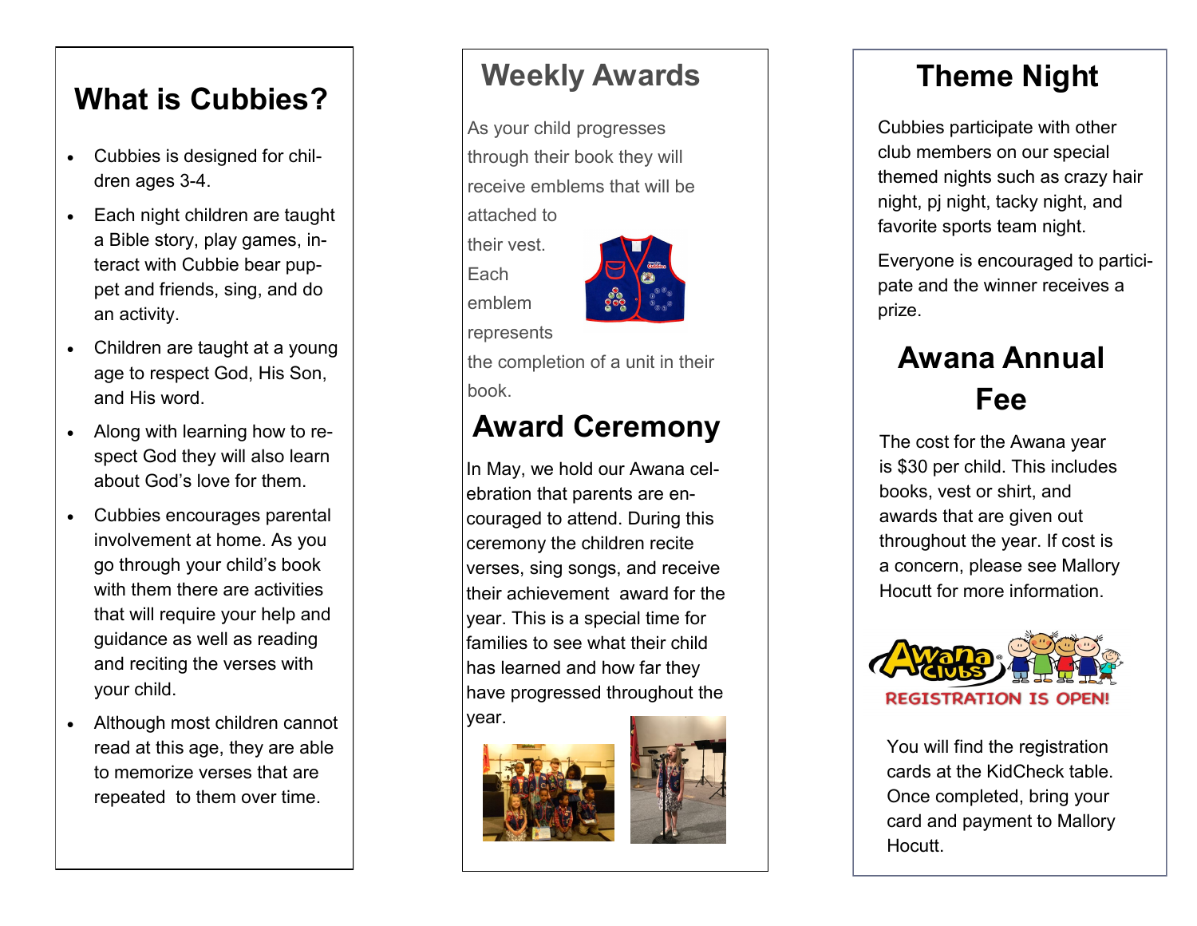## What is Cubbies?

- Cubbies is designed for children ages 3-4.
- Each night children are taught a Bible story, play games, interact with Cubbie bear puppet and friends, sing, and do an activity.
- Children are taught at a young age to respect God, His Son, and His word.
- Along with learning how to respect God they will also learn about God's love for them.
- Cubbies encourages parental involvement at home. As you go through your child's book with them there are activities that will require your help and guidance as well as reading and reciting the verses with your child.
- Although most children cannot read at this age, they are able to memorize verses that are repeated to them over time.

## Weekly Awards

As your child progresses through their book they will receive emblems that will be attached to their vest. Each emblem represents the completion of a unit in their book.

## Award Ceremony

In May, we hold our Awana celebration that parents are encouraged to attend. During this ceremony the children recite verses, sing songs, and receive their achievement award for the year. This is a special time for families to see what their child has learned and how far they have progressed throughout the year.

## Theme Night

Cubbies participate with other club members on our special themed nights such as crazy hair night, pj night, tacky night, and favorite sports team night.

Everyone is encouraged to participate and the winner receives a prize.

## Awana Annual Fee

The cost for the Awana year is $30 per child. This includes books, vest or shirt, and awards that are given out throughout the year. If cost is a concern, please see Mallory Hocutt for more information.

Awana Clubs

REGISTRATION IS OPEN!

You will find the registration cards at the KidCheck table. Once completed, bring your card and payment to Mallory Hocutt.